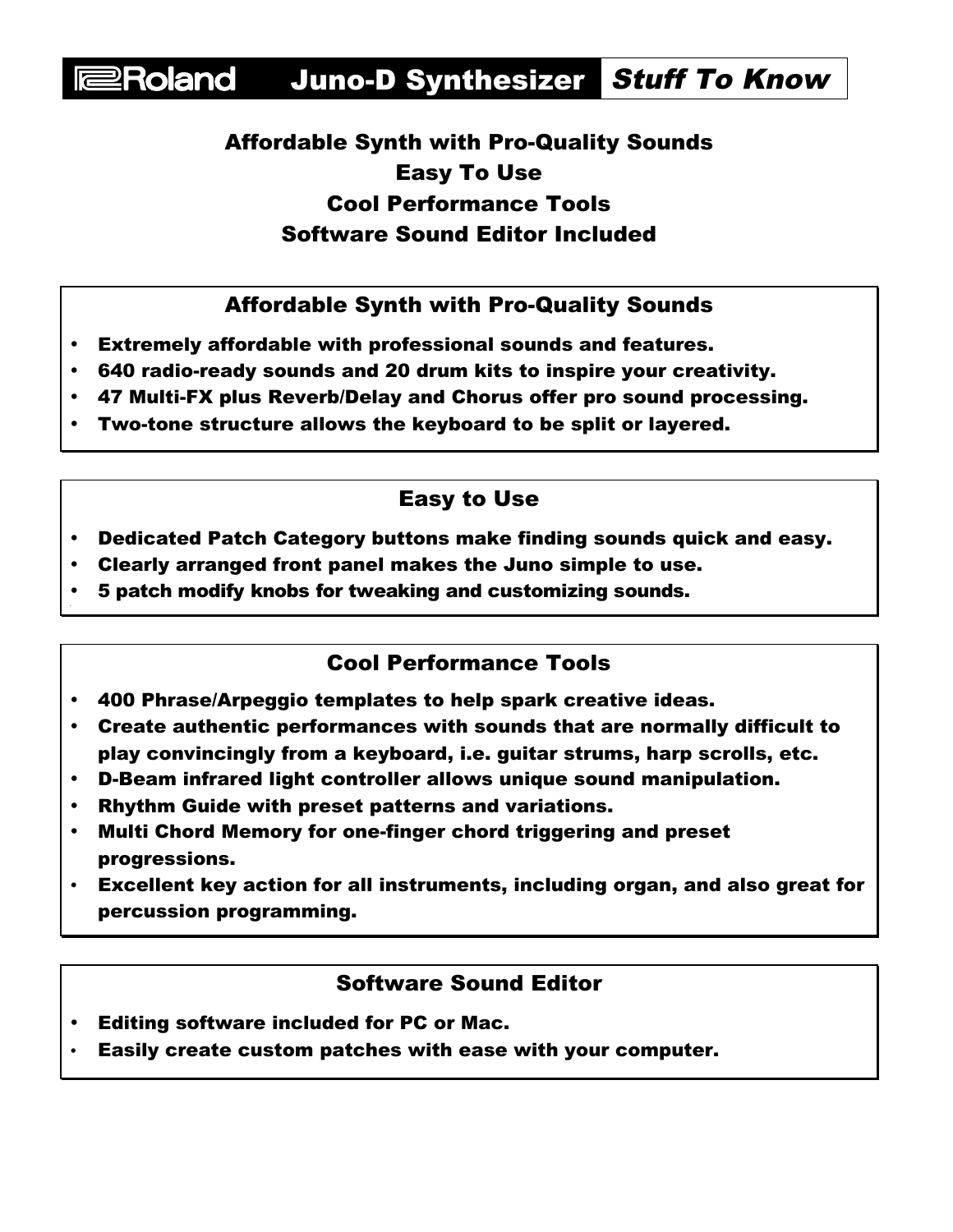# Roland Juno-D Synthesizer *Stuff To Know*

**Affordable Synth with Pro-Quality Sounds**
**Easy To Use**
**Cool Performance Tools**
**Software Sound Editor Included**

## Affordable Synth with Pro-Quality Sounds

- Extremely affordable with professional sounds and features.
- 640 radio-ready sounds and 20 drum kits to inspire your creativity.
- 47 Multi-FX plus Reverb/Delay and Chorus offer pro sound processing.
- Two-tone structure allows the keyboard to be split or layered.

## Easy to Use

- Dedicated Patch Category buttons make finding sounds quick and easy.
- Clearly arranged front panel makes the Juno simple to use.
- 5 patch modify knobs for tweaking and customizing sounds.

## Cool Performance Tools

- 400 Phrase/Arpeggio templates to help spark creative ideas.
- Create authentic performances with sounds that are normally difficult to play convincingly from a keyboard, i.e. guitar strums, harp scrolls, etc.
- D-Beam infrared light controller allows unique sound manipulation.
- Rhythm Guide with preset patterns and variations.
- Multi Chord Memory for one-finger chord triggering and preset progressions.
- Excellent key action for all instruments, including organ, and also great for percussion programming.

## Software Sound Editor

- Editing software included for PC or Mac.
- Easily create custom patches with ease with your computer.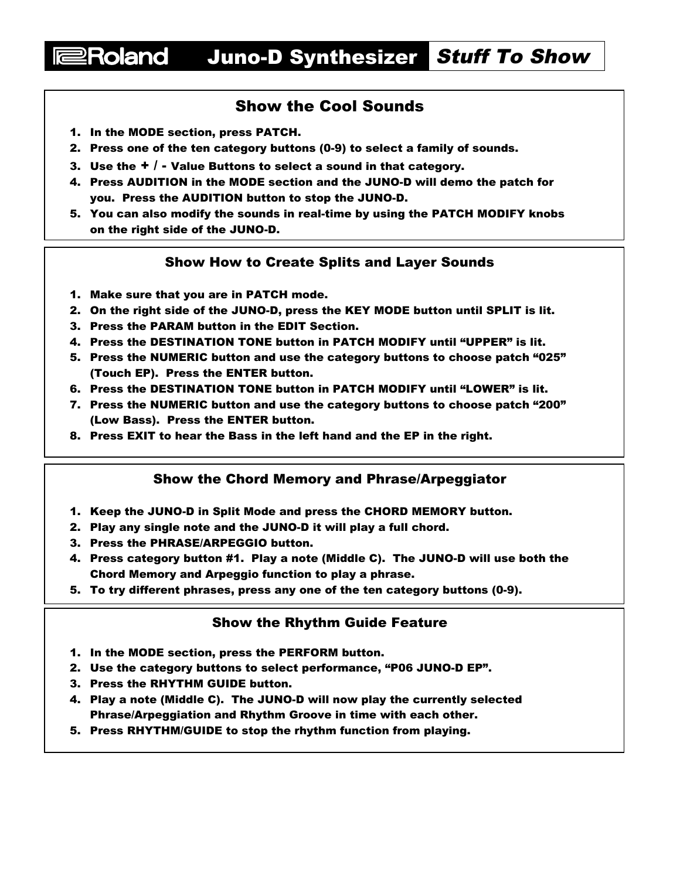# Roland Juno-D Synthesizer *Stuff To Show*

## Show the Cool Sounds

1. **In the MODE section, press PATCH.**
2. **Press one of the ten category buttons (0-9) to select a family of sounds.**
3. **Use the + / - Value Buttons to select a sound in that category.**
4. **Press AUDITION in the MODE section and the JUNO-D will demo the patch for you. Press the AUDITION button to stop the JUNO-D.**
5. **You can also modify the sounds in real-time by using the PATCH MODIFY knobs on the right side of the JUNO-D.**

## Show How to Create Splits and Layer Sounds

1. **Make sure that you are in PATCH mode.**
2. **On the right side of the JUNO-D, press the KEY MODE button until SPLIT is lit.**
3. **Press the PARAM button in the EDIT Section.**
4. **Press the DESTINATION TONE button in PATCH MODIFY until "UPPER" is lit.**
5. **Press the NUMERIC button and use the category buttons to choose patch "025" (Touch EP). Press the ENTER button.**
6. **Press the DESTINATION TONE button in PATCH MODIFY until "LOWER" is lit.**
7. **Press the NUMERIC button and use the category buttons to choose patch "200" (Low Bass). Press the ENTER button.**
8. **Press EXIT to hear the Bass in the left hand and the EP in the right.**

## Show the Chord Memory and Phrase/Arpeggiator

1. **Keep the JUNO-D in Split Mode and press the CHORD MEMORY button.**
2. **Play any single note and the JUNO-D it will play a full chord.**
3. **Press the PHRASE/ARPEGGIO button.**
4. **Press category button #1. Play a note (Middle C). The JUNO-D will use both the Chord Memory and Arpeggio function to play a phrase.**
5. **To try different phrases, press any one of the ten category buttons (0-9).**

## Show the Rhythm Guide Feature

1. **In the MODE section, press the PERFORM button.**
2. **Use the category buttons to select performance, "P06 JUNO-D EP".**
3. **Press the RHYTHM GUIDE button.**
4. **Play a note (Middle C). The JUNO-D will now play the currently selected Phrase/Arpeggiation and Rhythm Groove in time with each other.**
5. **Press RHYTHM/GUIDE to stop the rhythm function from playing.**